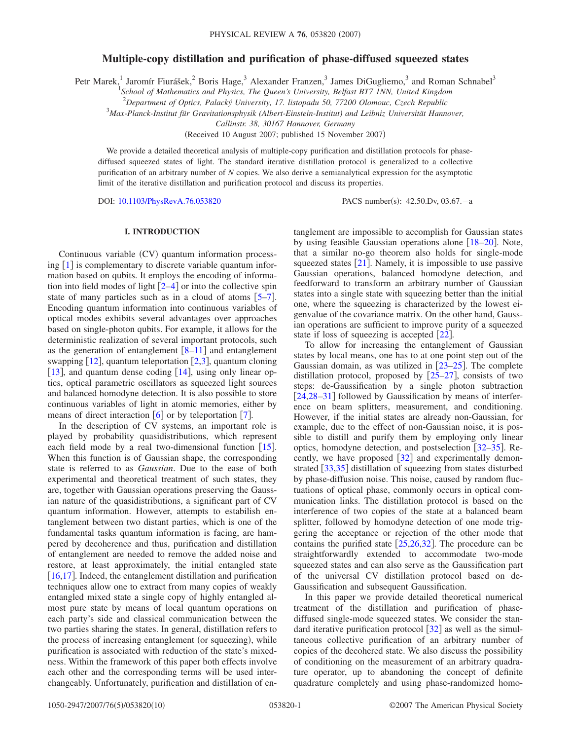# Multiple-copy distillation and purification of phase-diffused squeezed states

Petr Marek,[1] Jaromír Fiurášek,[2] Boris Hage,[3] Alexander Franzen,[3] James DiGuglielmo,[3] and Roman Schnabel[3]

[1]School of Mathematics and Physics, The Queen's University, Belfast BT7 1NN, United Kingdom

[2]Department of Optics, Palacký University, 17. listopadu 50, 77200 Olomouc, Czech Republic

[3]Max-Planck-Institut für Gravitationsphysik (Albert-Einstein-Institut) and Leibniz Universität Hannover, Callinstr. 38, 30167 Hannover, Germany

(Received 10 August 2007; published 15 November 2007)

We provide a detailed theoretical analysis of multiple-copy purification and distillation protocols for phase-diffused squeezed states of light. The standard iterative distillation protocol is generalized to a collective purification of an arbitrary number of $N$ copies. We also derive a semianalytical expression for the asymptotic limit of the iterative distillation and purification protocol and discuss its properties.

DOI: 10.1103/PhysRevA.76.053820

PACS number(s): 42.50.Dv, 03.67.−a

## I. INTRODUCTION

Continuous variable (CV) quantum information processing [1] is complementary to discrete variable quantum information based on qubits. It employs the encoding of information into field modes of light [2–4] or into the collective spin state of many particles such as in a cloud of atoms [5–7]. Encoding quantum information into continuous variables of optical modes exhibits several advantages over approaches based on single-photon qubits. For example, it allows for the deterministic realization of several important protocols, such as the generation of entanglement [8–11] and entanglement swapping [12], quantum teleportation [2,3], quantum cloning [13], and quantum dense coding [14], using only linear optics, optical parametric oscillators as squeezed light sources and balanced homodyne detection. It is also possible to store continuous variables of light in atomic memories, either by means of direct interaction [6] or by teleportation [7].

In the description of CV systems, an important role is played by probability quasidistributions, which represent each field mode by a real two-dimensional function [15]. When this function is of Gaussian shape, the corresponding state is referred to as *Gaussian*. Due to the ease of both experimental and theoretical treatment of such states, they are, together with Gaussian operations preserving the Gaussian nature of the quasidistributions, a significant part of CV quantum information. However, attempts to estabilish entanglement between two distant parties, which is one of the fundamental tasks quantum information is facing, are hampered by decoherence and thus, purification and distillation of entanglement are needed to remove the added noise and restore, at least approximately, the initial entangled state [16,17]. Indeed, the entanglement distillation and purification techniques allow one to extract from many copies of weakly entangled mixed state a single copy of highly entangled almost pure state by means of local quantum operations on each party's side and classical communication between the two parties sharing the states. In general, distillation refers to the process of increasing entanglement (or squeezing), while purification is associated with reduction of the state's mixedness. Within the framework of this paper both effects involve each other and the corresponding terms will be used interchangeably. Unfortunately, purification and distillation of entanglement are impossible to accomplish for Gaussian states by using feasible Gaussian operations alone [18–20]. Note, that a similar no-go theorem also holds for single-mode squeezed states [21]. Namely, it is impossible to use passive Gaussian operations, balanced homodyne detection, and feedforward to transform an arbitrary number of Gaussian states into a single state with squeezing better than the initial one, where the squeezing is characterized by the lowest eigenvalue of the covariance matrix. On the other hand, Gaussian operations are sufficient to improve purity of a squeezed state if loss of squeezing is accepted [22].

To allow for increasing the entanglement of Gaussian states by local means, one has to at one point step out of the Gaussian domain, as was utilized in [23–25]. The complete distillation protocol, proposed by [25–27], consists of two steps: de-Gaussification by a single photon subtraction [24,28–31] followed by Gaussification by means of interference on beam splitters, measurement, and conditioning. However, if the initial states are already non-Gaussian, for example, due to the effect of non-Gaussian noise, it is possible to distill and purify them by employing only linear optics, homodyne detection, and postselection [32–35]. Recently, we have proposed [32] and experimentally demonstrated [33,35] distillation of squeezing from states disturbed by phase-diffusion noise. This noise, caused by random fluctuations of optical phase, commonly occurs in optical communication links. The distillation protocol is based on the interference of two copies of the state at a balanced beam splitter, followed by homodyne detection of one mode triggering the acceptance or rejection of the other mode that contains the purified state [25,26,32]. The procedure can be straightforwardly extended to accommodate two-mode squeezed states and can also serve as the Gaussification part of the universal CV distillation protocol based on de-Gaussification and subsequent Gaussification.

In this paper we provide detailed theoretical numerical treatment of the distillation and purification of phase-diffused single-mode squeezed states. We consider the standard iterative purification protocol [32] as well as the simultaneous collective purification of an arbitrary number of copies of the decohered state. We also discuss the possibility of conditioning on the measurement of an arbitrary quadrature operator, up to abandoning the concept of definite quadrature completely and using phase-randomized homo-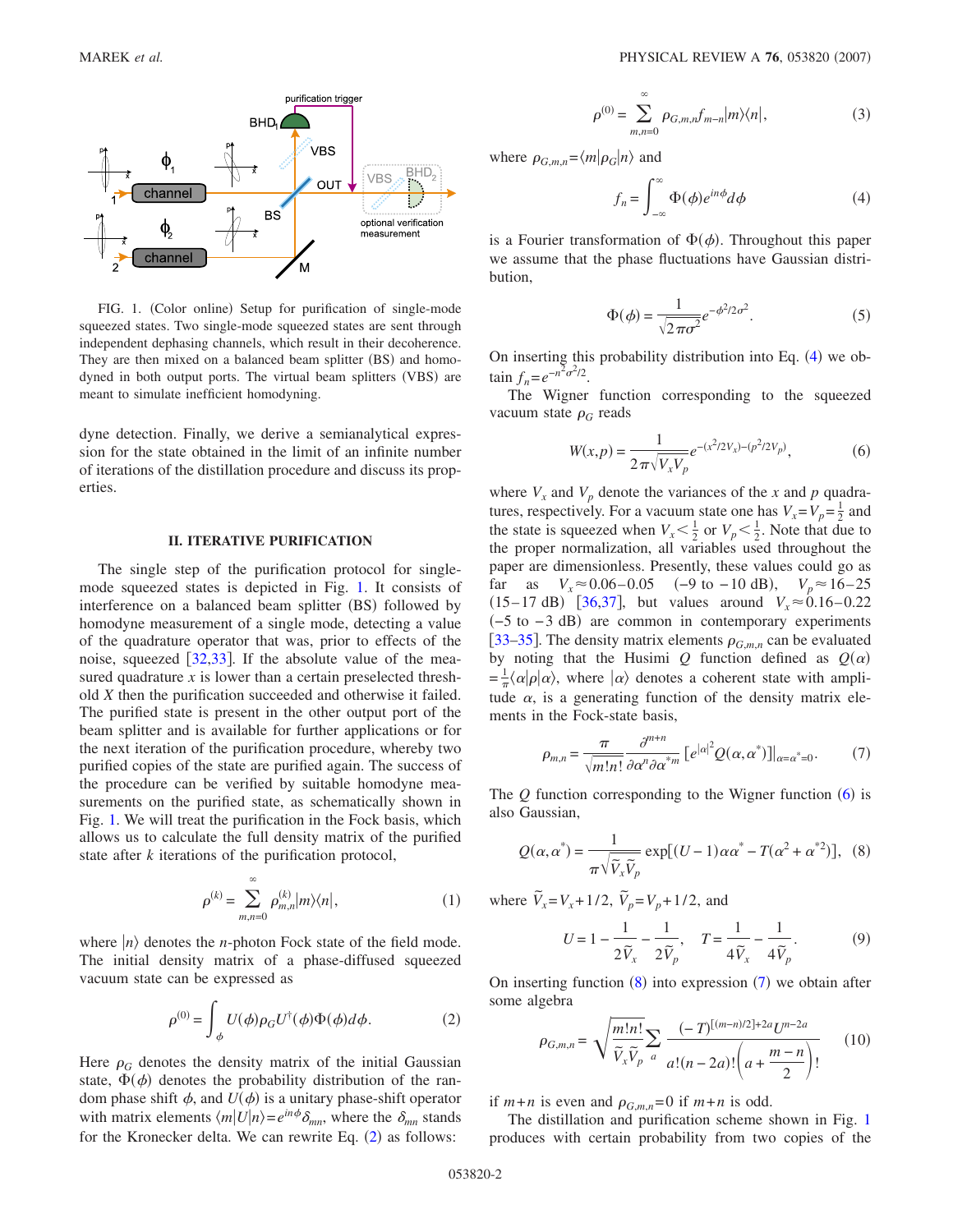FIG. 1. (Color online) Setup for purification of single-mode squeezed states. Two single-mode squeezed states are sent through independent dephasing channels, which result in their decoherence. They are then mixed on a balanced beam splitter (BS) and homodyned in both output ports. The virtual beam splitters (VBS) are meant to simulate inefficient homodyning.

dyne detection. Finally, we derive a semianalytical expression for the state obtained in the limit of an infinite number of iterations of the distillation procedure and discuss its properties.

## II. ITERATIVE PURIFICATION

The single step of the purification protocol for single-mode squeezed states is depicted in Fig. 1. It consists of interference on a balanced beam splitter (BS) followed by homodyne measurement of a single mode, detecting a value of the quadrature operator that was, prior to effects of the noise, squeezed [32,33]. If the absolute value of the measured quadrature $x$ is lower than a certain preselected threshold $X$ then the purification succeeded and otherwise it failed. The purified state is present in the other output port of the beam splitter and is available for further applications or for the next iteration of the purification procedure, whereby two purified copies of the state are purified again. The success of the procedure can be verified by suitable homodyne measurements on the purified state, as schematically shown in Fig. 1. We will treat the purification in the Fock basis, which allows us to calculate the full density matrix of the purified state after $k$ iterations of the purification protocol,

$$\rho^{(k)} = \sum_{m,n=0}^{\infty} \rho^{(k)}_{m,n} |m\rangle\langle n|, \tag{1}$$

where $|n\rangle$ denotes the $n$-photon Fock state of the field mode. The initial density matrix of a phase-diffused squeezed vacuum state can be expressed as

$$\rho^{(0)} = \int_{\phi} U(\phi)\rho_G U^{\dagger}(\phi)\Phi(\phi)d\phi. \tag{2}$$

Here $\rho_G$ denotes the density matrix of the initial Gaussian state, $\Phi(\phi)$ denotes the probability distribution of the random phase shift $\phi$, and $U(\phi)$ is a unitary phase-shift operator with matrix elements $\langle m|U|n\rangle = e^{in\phi}\delta_{mn}$, where the $\delta_{mn}$ stands for the Kronecker delta. We can rewrite Eq. (2) as follows:

$$\rho^{(0)} = \sum_{m,n=0}^{\infty} \rho_{G,m,n} f_{m-n} |m\rangle\langle n|, \tag{3}$$

where $\rho_{G,m,n} = \langle m|\rho_G|n\rangle$ and

$$f_n = \int_{-\infty}^{\infty} \Phi(\phi) e^{in\phi} d\phi \tag{4}$$

is a Fourier transformation of $\Phi(\phi)$. Throughout this paper we assume that the phase fluctuations have Gaussian distribution,

$$\Phi(\phi) = \frac{1}{\sqrt{2\pi\sigma^2}} e^{-\phi^2/2\sigma^2}. \tag{5}$$

On inserting this probability distribution into Eq. (4) we obtain $f_n = e^{-n^2\sigma^2/2}$.

The Wigner function corresponding to the squeezed vacuum state $\rho_G$ reads

$$W(x,p) = \frac{1}{2\pi\sqrt{V_x V_p}} e^{-(x^2/2V_x)-(p^2/2V_p)}, \tag{6}$$

where $V_x$ and $V_p$ denote the variances of the $x$ and $p$ quadratures, respectively. For a vacuum state one has $V_x = V_p = \frac{1}{2}$ and the state is squeezed when $V_x < \frac{1}{2}$ or $V_p < \frac{1}{2}$. Note that due to the proper normalization, all variables used throughout the paper are dimensionless. Presently, these values could go as far as $V_x \approx 0.06 - 0.05$ ($-9$ to $-10$ dB), $V_p \approx 16 - 25$ (15–17 dB) [36,37], but values around $V_x \approx 0.16 - 0.22$ ($-5$ to $-3$ dB) are common in contemporary experiments [33–35]. The density matrix elements $\rho_{G,m,n}$ can be evaluated by noting that the Husimi $Q$ function defined as $Q(\alpha) = \frac{1}{\pi}\langle\alpha|\rho|\alpha\rangle$, where $|\alpha\rangle$ denotes a coherent state with amplitude $\alpha$, is a generating function of the density matrix elements in the Fock-state basis,

$$\rho_{m,n} = \frac{\pi}{\sqrt{m!n!}} \frac{\partial^{m+n}}{\partial\alpha^n \partial\alpha^{*m}} [e^{|\alpha|^2} Q(\alpha,\alpha^*)]|_{\alpha=\alpha^*=0}. \tag{7}$$

The $Q$ function corresponding to the Wigner function (6) is also Gaussian,

$$Q(\alpha,\alpha^*) = \frac{1}{\pi\sqrt{\tilde{V}_x\tilde{V}_p}} \exp[(U-1)\alpha\alpha^* - T(\alpha^2 + \alpha^{*2})], \tag{8}$$

where $\tilde{V}_x = V_x + 1/2$, $\tilde{V}_p = V_p + 1/2$, and

$$U = 1 - \frac{1}{2\tilde{V}_x} - \frac{1}{2\tilde{V}_p}, \qquad T = \frac{1}{4\tilde{V}_x} - \frac{1}{4\tilde{V}_p}. \tag{9}$$

On inserting function (8) into expression (7) we obtain after some algebra

$$\rho_{G,m,n} = \sqrt{\frac{m!n!}{\tilde{V}_x\tilde{V}_p}} \sum_a \frac{(-T)^{[(m-n)/2]+2a} U^{n-2a}}{a!(n-2a)!\left(a + \frac{m-n}{2}\right)!} \tag{10}$$

if $m+n$ is even and $\rho_{G,m,n} = 0$ if $m+n$ is odd.

The distillation and purification scheme shown in Fig. 1 produces with certain probability from two copies of the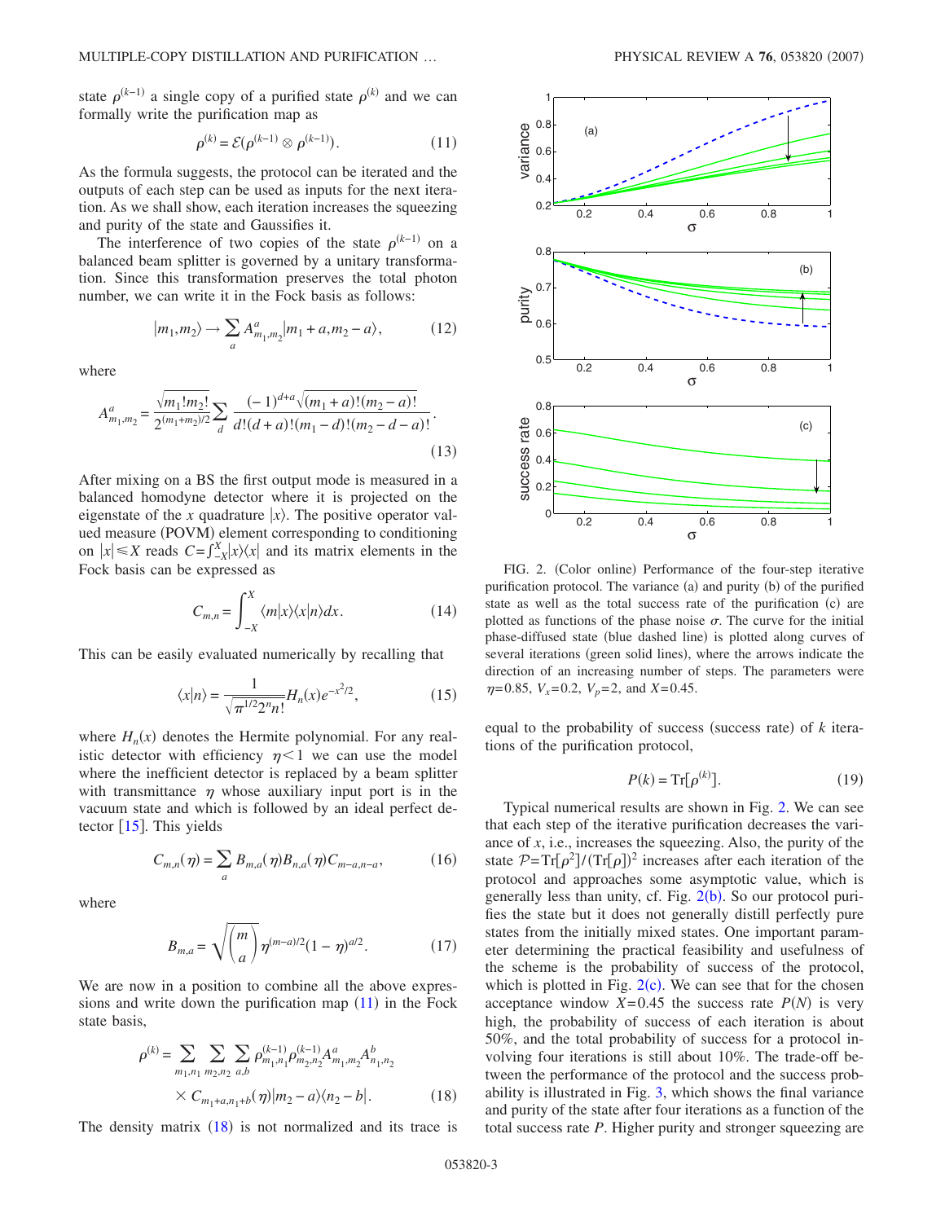state $\rho^{(k-1)}$ a single copy of a purified state $\rho^{(k)}$ and we can formally write the purification map as

$$\rho^{(k)} = \mathcal{E}(\rho^{(k-1)} \otimes \rho^{(k-1)}). \tag{11}$$

As the formula suggests, the protocol can be iterated and the outputs of each step can be used as inputs for the next iteration. As we shall show, each iteration increases the squeezing and purity of the state and Gaussifies it.

The interference of two copies of the state $\rho^{(k-1)}$ on a balanced beam splitter is governed by a unitary transformation. Since this transformation preserves the total photon number, we can write it in the Fock basis as follows:

$$|m_1, m_2\rangle \to \sum_a A^a_{m_1,m_2} |m_1 + a, m_2 - a\rangle, \tag{12}$$

where

$$A^a_{m_1,m_2} = \frac{\sqrt{m_1! m_2!}}{2^{(m_1+m_2)/2}} \sum_d \frac{(-1)^{d+a}\sqrt{(m_1+a)!(m_2-a)!}}{d!(d+a)!(m_1-d)!(m_2-d-a)!}. \tag{13}$$

After mixing on a BS the first output mode is measured in a balanced homodyne detector where it is projected on the eigenstate of the $x$ quadrature $|x\rangle$. The positive operator valued measure (POVM) element corresponding to conditioning on $|x| \le X$ reads $C = \int_{-X}^{X} |x\rangle\langle x|$ and its matrix elements in the Fock basis can be expressed as

$$C_{m,n} = \int_{-X}^{X} \langle m|x\rangle\langle x|n\rangle dx. \tag{14}$$

This can be easily evaluated numerically by recalling that

$$\langle x|n\rangle = \frac{1}{\sqrt{\pi^{1/2} 2^n n!}} H_n(x) e^{-x^2/2}, \tag{15}$$

where $H_n(x)$ denotes the Hermite polynomial. For any realistic detector with efficiency $\eta < 1$ we can use the model where the inefficient detector is replaced by a beam splitter with transmittance $\eta$ whose auxiliary input port is in the vacuum state and which is followed by an ideal perfect detector [15]. This yields

$$C_{m,n}(\eta) = \sum_a B_{m,a}(\eta) B_{n,a}(\eta) C_{m-a,n-a}, \tag{16}$$

where

$$B_{m,a} = \sqrt{\binom{m}{a}} \eta^{(m-a)/2} (1-\eta)^{a/2}. \tag{17}$$

We are now in a position to combine all the above expressions and write down the purification map (11) in the Fock state basis,

$$\rho^{(k)} = \sum_{m_1,n_1} \sum_{m_2,n_2} \sum_{a,b} \rho^{(k-1)}_{m_1,n_1} \rho^{(k-1)}_{m_2,n_2} A^a_{m_1,m_2} A^b_{n_1,n_2} \times C_{m_1+a,n_1+b}(\eta) |m_2 - a\rangle\langle n_2 - b|. \tag{18}$$

The density matrix (18) is not normalized and its trace is equal to the probability of success (success rate) of $k$ iterations of the purification protocol,

$$P(k) = \mathrm{Tr}[\rho^{(k)}]. \tag{19}$$

Typical numerical results are shown in Fig. 2. We can see that each step of the iterative purification decreases the variance of $x$, i.e., increases the squeezing. Also, the purity of the state $\mathcal{P} = \mathrm{Tr}[\rho^2]/(\mathrm{Tr}[\rho])^2$ increases after each iteration of the protocol and approaches some asymptotic value, which is generally less than unity, cf. Fig. 2(b). So our protocol purifies the state but it does not generally distill perfectly pure states from the initially mixed states. One important parameter determining the practical feasibility and usefulness of the scheme is the probability of success of the protocol, which is plotted in Fig. 2(c). We can see that for the chosen acceptance window $X = 0.45$ the success rate $P(N)$ is very high, the probability of success of each iteration is about 50%, and the total probability of success for a protocol involving four iterations is still about 10%. The trade-off between the performance of the protocol and the success probability is illustrated in Fig. 3, which shows the final variance and purity of the state after four iterations as a function of the total success rate $P$. Higher purity and stronger squeezing are

FIG. 2. (Color online) Performance of the four-step iterative purification protocol. The variance (a) and purity (b) of the purified state as well as the total success rate of the purification (c) are plotted as functions of the phase noise $\sigma$. The curve for the initial phase-diffused state (blue dashed line) is plotted along curves of several iterations (green solid lines), where the arrows indicate the direction of an increasing number of steps. The parameters were $\eta = 0.85$, $V_x = 0.2$, $V_p = 2$, and $X = 0.45$.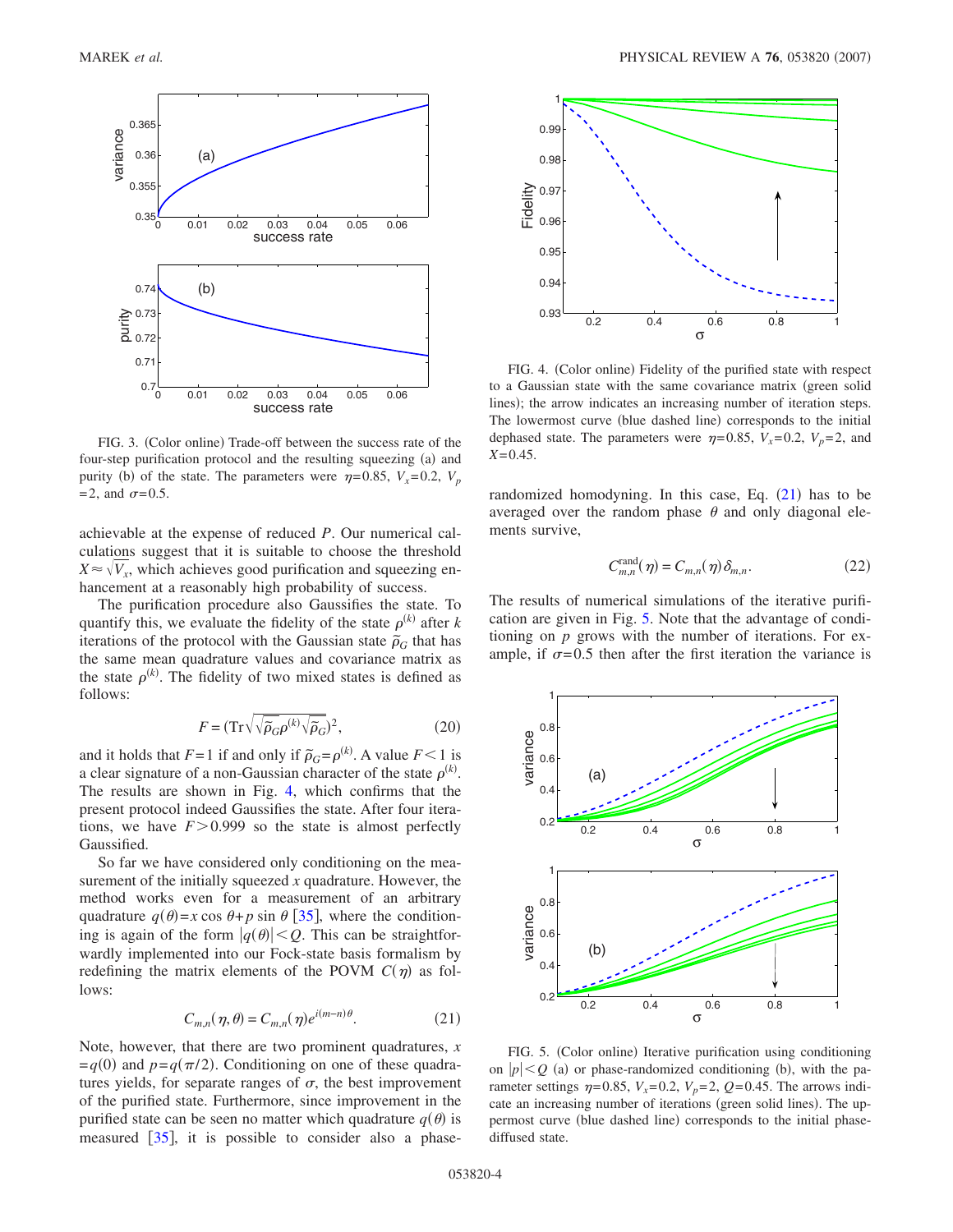FIG. 3. (Color online) Trade-off between the success rate of the four-step purification protocol and the resulting squeezing (a) and purity (b) of the state. The parameters were $\eta=0.85$, $V_x=0.2$, $V_p=2$, and $\sigma=0.5$.

achievable at the expense of reduced $P$. Our numerical calculations suggest that it is suitable to choose the threshold $X \approx \sqrt{V_x}$, which achieves good purification and squeezing enhancement at a reasonably high probability of success.

The purification procedure also Gaussifies the state. To quantify this, we evaluate the fidelity of the state $\rho^{(k)}$ after $k$ iterations of the protocol with the Gaussian state $\tilde{\rho}_G$ that has the same mean quadrature values and covariance matrix as the state $\rho^{(k)}$. The fidelity of two mixed states is defined as follows:

$$F = (\mathrm{Tr}\sqrt{\sqrt{\tilde{\rho}_G}\rho^{(k)}\sqrt{\tilde{\rho}_G}})^2, \tag{20}$$

and it holds that $F=1$ if and only if $\tilde{\rho}_G=\rho^{(k)}$. A value $F<1$ is a clear signature of a non-Gaussian character of the state $\rho^{(k)}$. The results are shown in Fig. 4, which confirms that the present protocol indeed Gaussifies the state. After four iterations, we have $F>0.999$ so the state is almost perfectly Gaussified.

So far we have considered only conditioning on the measurement of the initially squeezed $x$ quadrature. However, the method works even for a measurement of an arbitrary quadrature $q(\theta)=x\cos\theta+p\sin\theta$ [35], where the conditioning is again of the form $|q(\theta)|<Q$. This can be straightforwardly implemented into our Fock-state basis formalism by redefining the matrix elements of the POVM $C(\eta)$ as follows:

$$C_{m,n}(\eta,\theta) = C_{m,n}(\eta)e^{i(m-n)\theta}. \tag{21}$$

Note, however, that there are two prominent quadratures, $x=q(0)$ and $p=q(\pi/2)$. Conditioning on one of these quadratures yields, for separate ranges of $\sigma$, the best improvement of the purified state. Furthermore, since improvement in the purified state can be seen no matter which quadrature $q(\theta)$ is measured [35], it is possible to consider also a phase-randomized homodyning. In this case, Eq. (21) has to be averaged over the random phase $\theta$ and only diagonal elements survive,

$$C_{m,n}^{\mathrm{rand}}(\eta) = C_{m,n}(\eta)\delta_{m,n}. \tag{22}$$

The results of numerical simulations of the iterative purification are given in Fig. 5. Note that the advantage of conditioning on $p$ grows with the number of iterations. For example, if $\sigma=0.5$ then after the first iteration the variance is

FIG. 4. (Color online) Fidelity of the purified state with respect to a Gaussian state with the same covariance matrix (green solid lines); the arrow indicates an increasing number of iteration steps. The lowermost curve (blue dashed line) corresponds to the initial dephased state. The parameters were $\eta=0.85$, $V_x=0.2$, $V_p=2$, and $X=0.45$.

FIG. 5. (Color online) Iterative purification using conditioning on $|p|<Q$ (a) or phase-randomized conditioning (b), with the parameter settings $\eta=0.85$, $V_x=0.2$, $V_p=2$, $Q=0.45$. The arrows indicate an increasing number of iterations (green solid lines). The uppermost curve (blue dashed line) corresponds to the initial phase-diffused state.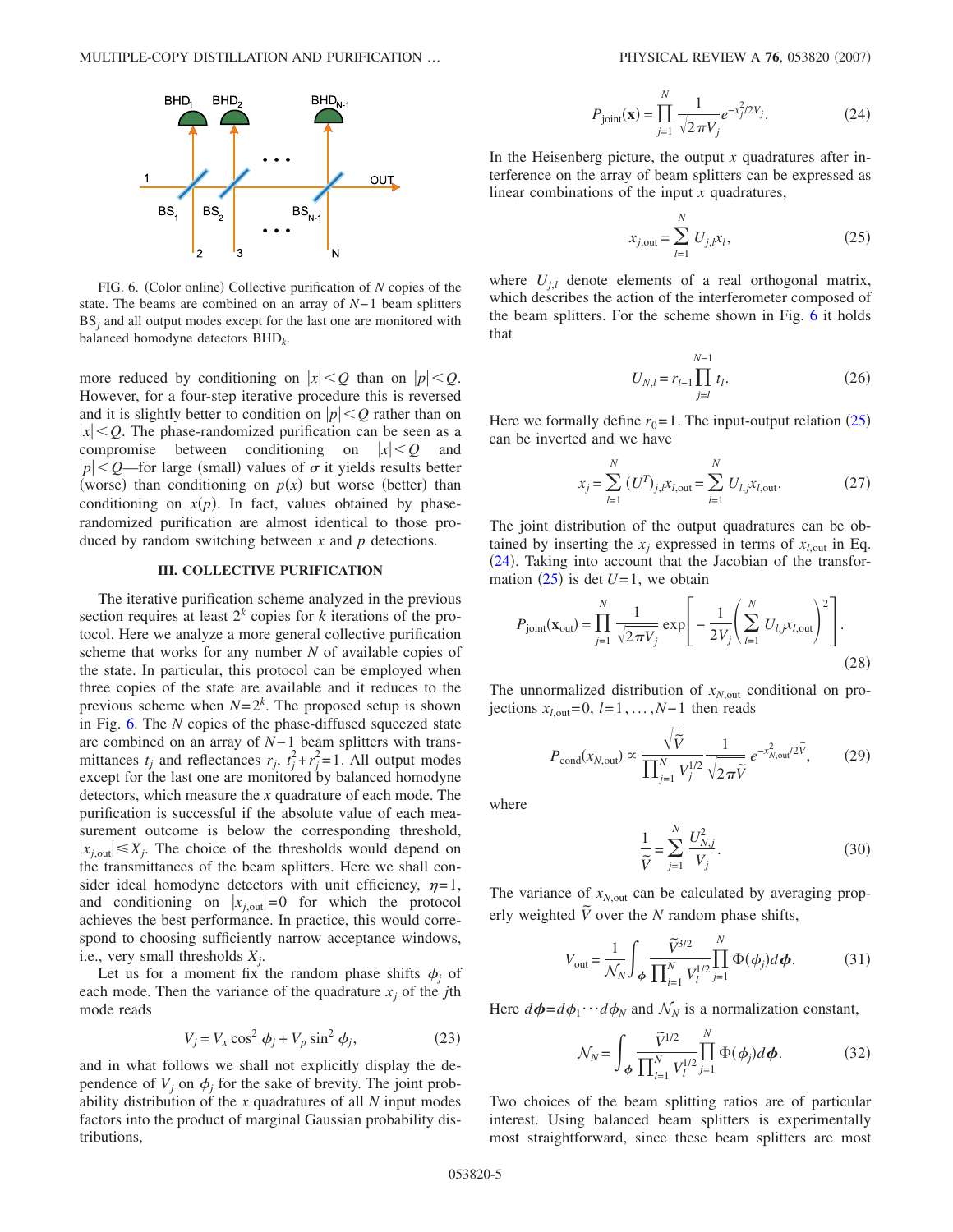FIG. 6. (Color online) Collective purification of $N$ copies of the state. The beams are combined on an array of $N-1$ beam splitters $\mathrm{BS}_j$ and all output modes except for the last one are monitored with balanced homodyne detectors $\mathrm{BHD}_k$.

more reduced by conditioning on $|x|<Q$ than on $|p|<Q$. However, for a four-step iterative procedure this is reversed and it is slightly better to condition on $|p|<Q$ rather than on $|x|<Q$. The phase-randomized purification can be seen as a compromise between conditioning on $|x|<Q$ and $|p|<Q$—for large (small) values of $\sigma$ it yields results better (worse) than conditioning on $p(x)$ but worse (better) than conditioning on $x(p)$. In fact, values obtained by phase-randomized purification are almost identical to those produced by random switching between $x$ and $p$ detections.

## III. COLLECTIVE PURIFICATION

The iterative purification scheme analyzed in the previous section requires at least $2^k$ copies for $k$ iterations of the protocol. Here we analyze a more general collective purification scheme that works for any number $N$ of available copies of the state. In particular, this protocol can be employed when three copies of the state are available and it reduces to the previous scheme when $N=2^k$. The proposed setup is shown in Fig. 6. The $N$ copies of the phase-diffused squeezed state are combined on an array of $N-1$ beam splitters with transmittances $t_j$ and reflectances $r_j$, $t_j^2+r_j^2=1$. All output modes except for the last one are monitored by balanced homodyne detectors, which measure the $x$ quadrature of each mode. The purification is successful if the absolute value of each measurement outcome is below the corresponding threshold, $|x_{j,\mathrm{out}}|\leq X_j$. The choice of the thresholds would depend on the transmittances of the beam splitters. Here we shall consider ideal homodyne detectors with unit efficiency, $\eta=1$, and conditioning on $|x_{j,\mathrm{out}}|=0$ for which the protocol achieves the best performance. In practice, this would correspond to choosing sufficiently narrow acceptance windows, i.e., very small thresholds $X_j$.

Let us for a moment fix the random phase shifts $\phi_j$ of each mode. Then the variance of the quadrature $x_j$ of the $j$th mode reads

$$V_j = V_x \cos^2 \phi_j + V_p \sin^2 \phi_j, \tag{23}$$

and in what follows we shall not explicitly display the dependence of $V_j$ on $\phi_j$ for the sake of brevity. The joint probability distribution of the $x$ quadratures of all $N$ input modes factors into the product of marginal Gaussian probability distributions,

$$P_{\mathrm{joint}}(\mathbf{x}) = \prod_{j=1}^{N} \frac{1}{\sqrt{2\pi V_j}} e^{-x_j^2/2V_j}. \tag{24}$$

In the Heisenberg picture, the output $x$ quadratures after interference on the array of beam splitters can be expressed as linear combinations of the input $x$ quadratures,

$$x_{j,\mathrm{out}} = \sum_{l=1}^{N} U_{j,l} x_l, \tag{25}$$

where $U_{j,l}$ denote elements of a real orthogonal matrix, which describes the action of the interferometer composed of the beam splitters. For the scheme shown in Fig. 6 it holds that

$$U_{N,l} = r_{l-1} \prod_{j=l}^{N-1} t_l. \tag{26}$$

Here we formally define $r_0=1$. The input-output relation (25) can be inverted and we have

$$x_j = \sum_{l=1}^{N} (U^T)_{j,l} x_{l,\mathrm{out}} = \sum_{l=1}^{N} U_{l,j} x_{l,\mathrm{out}}. \tag{27}$$

The joint distribution of the output quadratures can be obtained by inserting the $x_j$ expressed in terms of $x_{l,\mathrm{out}}$ in Eq. (24). Taking into account that the Jacobian of the transformation (25) is $\det U=1$, we obtain

$$P_{\mathrm{joint}}(\mathbf{x}_{\mathrm{out}}) = \prod_{j=1}^{N} \frac{1}{\sqrt{2\pi V_j}} \exp\left[ -\frac{1}{2V_j}\left( \sum_{l=1}^{N} U_{l,j} x_{l,\mathrm{out}} \right)^2 \right]. \tag{28}$$

The unnormalized distribution of $x_{N,\mathrm{out}}$ conditional on projections $x_{l,\mathrm{out}}=0$, $l=1,\ldots,N-1$ then reads

$$P_{\mathrm{cond}}(x_{N,\mathrm{out}}) \propto \frac{\sqrt{\tilde{V}}}{\prod_{j=1}^{N} V_j^{1/2}} \frac{1}{\sqrt{2\pi\tilde{V}}} e^{-x_{N,\mathrm{out}}^2/2\tilde{V}}, \tag{29}$$

where

$$\frac{1}{\tilde{V}} = \sum_{j=1}^{N} \frac{U_{N,j}^2}{V_j}. \tag{30}$$

The variance of $x_{N,\mathrm{out}}$ can be calculated by averaging properly weighted $\tilde{V}$ over the $N$ random phase shifts,

$$V_{\mathrm{out}} = \frac{1}{\mathcal{N}_N} \int_{\boldsymbol{\phi}} \frac{\tilde{V}^{3/2}}{\prod_{l=1}^{N} V_l^{1/2}} \prod_{j=1}^{N} \Phi(\phi_j) d\boldsymbol{\phi}. \tag{31}$$

Here $d\boldsymbol{\phi}=d\phi_1\cdots d\phi_N$ and $\mathcal{N}_N$ is a normalization constant,

$$\mathcal{N}_N = \int_{\boldsymbol{\phi}} \frac{\tilde{V}^{1/2}}{\prod_{l=1}^{N} V_l^{1/2}} \prod_{j=1}^{N} \Phi(\phi_j) d\boldsymbol{\phi}. \tag{32}$$

Two choices of the beam splitting ratios are of particular interest. Using balanced beam splitters is experimentally most straightforward, since these beam splitters are most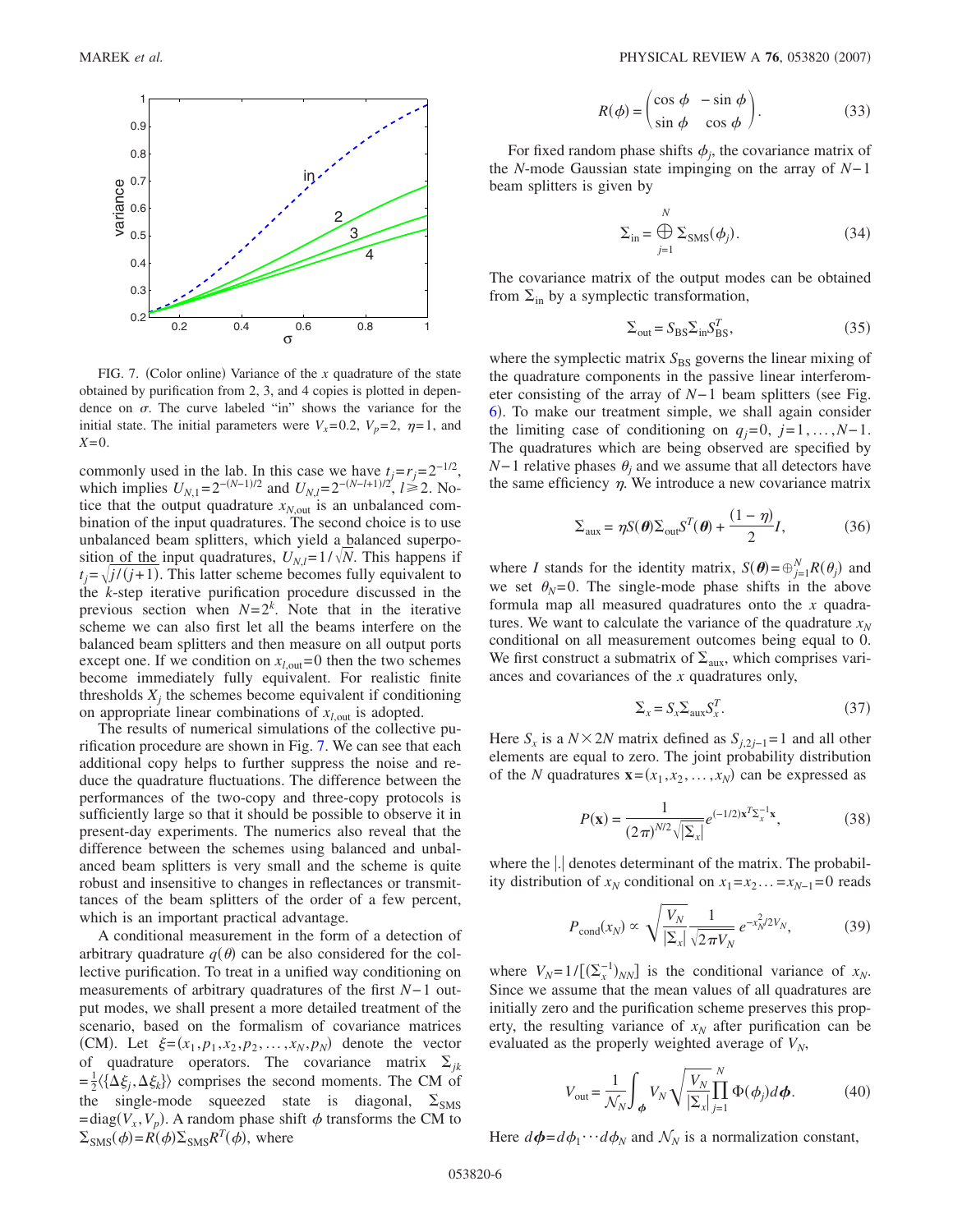FIG. 7. (Color online) Variance of the $x$ quadrature of the state obtained by purification from 2, 3, and 4 copies is plotted in dependence on $\sigma$. The curve labeled "in" shows the variance for the initial state. The initial parameters were $V_x=0.2$, $V_p=2$, $\eta=1$, and $X=0$.

commonly used in the lab. In this case we have $t_j=r_j=2^{-1/2}$, which implies $U_{N,1}=2^{-(N-1)/2}$ and $U_{N,l}=2^{-(N-l+1)/2}$, $l\geq 2$. Notice that the output quadrature $x_{N,\mathrm{out}}$ is an unbalanced combination of the input quadratures. The second choice is to use unbalanced beam splitters, which yield a balanced superposition of the input quadratures, $U_{N,l}=1/\sqrt{N}$. This happens if $t_j=\sqrt{j/(j+1)}$. This latter scheme becomes fully equivalent to the $k$-step iterative purification procedure discussed in the previous section when $N=2^k$. Note that in the iterative scheme we can also first let all the beams interfere on the balanced beam splitters and then measure on all output ports except one. If we condition on $x_{l,\mathrm{out}}=0$ then the two schemes become immediately fully equivalent. For realistic finite thresholds $X_j$ the schemes become equivalent if conditioning on appropriate linear combinations of $x_{l,\mathrm{out}}$ is adopted.

The results of numerical simulations of the collective purification procedure are shown in Fig. 7. We can see that each additional copy helps to further suppress the noise and reduce the quadrature fluctuations. The difference between the performances of the two-copy and three-copy protocols is sufficiently large so that it should be possible to observe it in present-day experiments. The numerics also reveal that the difference between the schemes using balanced and unbalanced beam splitters is very small and the scheme is quite robust and insensitive to changes in reflectances or transmittances of the beam splitters of the order of a few percent, which is an important practical advantage.

A conditional measurement in the form of a detection of arbitrary quadrature $q(\theta)$ can be also considered for the collective purification. To treat in a unified way conditioning on measurements of arbitrary quadratures of the first $N-1$ output modes, we shall present a more detailed treatment of the scenario, based on the formalism of covariance matrices (CM). Let $\xi=(x_1,p_1,x_2,p_2,\ldots,x_N,p_N)$ denote the vector of quadrature operators. The covariance matrix $\Sigma_{jk}=\frac{1}{2}\langle\{\Delta\xi_j,\Delta\xi_k\}\rangle$ comprises the second moments. The CM of the single-mode squeezed state is diagonal, $\Sigma_{\mathrm{SMS}}=\mathrm{diag}(V_x,V_p)$. A random phase shift $\phi$ transforms the CM to $\Sigma_{\mathrm{SMS}}(\phi)=R(\phi)\Sigma_{\mathrm{SMS}}R^T(\phi)$, where

$$R(\phi)=\begin{pmatrix}\cos\phi & -\sin\phi\\ \sin\phi & \cos\phi\end{pmatrix}. \tag{33}$$

For fixed random phase shifts $\phi_j$, the covariance matrix of the $N$-mode Gaussian state impinging on the array of $N-1$ beam splitters is given by

$$\Sigma_{\mathrm{in}}=\bigoplus_{j=1}^{N}\Sigma_{\mathrm{SMS}}(\phi_j). \tag{34}$$

The covariance matrix of the output modes can be obtained from $\Sigma_{\mathrm{in}}$ by a symplectic transformation,

$$\Sigma_{\mathrm{out}}=S_{\mathrm{BS}}\Sigma_{\mathrm{in}}S_{\mathrm{BS}}^T, \tag{35}$$

where the symplectic matrix $S_{\mathrm{BS}}$ governs the linear mixing of the quadrature components in the passive linear interferometer consisting of the array of $N-1$ beam splitters (see Fig. 6). To make our treatment simple, we shall again consider the limiting case of conditioning on $q_j=0$, $j=1,\ldots,N-1$. The quadratures which are being observed are specified by $N-1$ relative phases $\theta_j$ and we assume that all detectors have the same efficiency $\eta$. We introduce a new covariance matrix

$$\Sigma_{\mathrm{aux}}=\eta S(\boldsymbol{\theta})\Sigma_{\mathrm{out}}S^T(\boldsymbol{\theta})+\frac{(1-\eta)}{2}I, \tag{36}$$

where $I$ stands for the identity matrix, $S(\boldsymbol{\theta})=\oplus_{j=1}^{N}R(\theta_j)$ and we set $\theta_N=0$. The single-mode phase shifts in the above formula map all measured quadratures onto the $x$ quadratures. We want to calculate the variance of the quadrature $x_N$ conditional on all measurement outcomes being equal to 0. We first construct a submatrix of $\Sigma_{\mathrm{aux}}$, which comprises variances and covariances of the $x$ quadratures only,

$$\Sigma_x=S_x\Sigma_{\mathrm{aux}}S_x^T. \tag{37}$$

Here $S_x$ is a $N\times 2N$ matrix defined as $S_{j,2j-1}=1$ and all other elements are equal to zero. The joint probability distribution of the $N$ quadratures $\mathbf{x}=(x_1,x_2,\ldots,x_N)$ can be expressed as

$$P(\mathbf{x})=\frac{1}{(2\pi)^{N/2}\sqrt{|\Sigma_x|}}e^{(-1/2)\mathbf{x}^T\Sigma_x^{-1}\mathbf{x}}, \tag{38}$$

where the $|.|$ denotes determinant of the matrix. The probability distribution of $x_N$ conditional on $x_1=x_2\ldots=x_{N-1}=0$ reads

$$P_{\mathrm{cond}}(x_N)\propto\sqrt{\frac{V_N}{|\Sigma_x|}}\frac{1}{\sqrt{2\pi V_N}}e^{-x_N^2/2V_N}, \tag{39}$$

where $V_N=1/[(\Sigma_x^{-1})_{NN}]$ is the conditional variance of $x_N$. Since we assume that the mean values of all quadratures are initially zero and the purification scheme preserves this property, the resulting variance of $x_N$ after purification can be evaluated as the properly weighted average of $V_N$,

$$V_{\mathrm{out}}=\frac{1}{\mathcal{N}_N}\int_{\boldsymbol{\phi}}V_N\sqrt{\frac{V_N}{|\Sigma_x|}}\prod_{j=1}^{N}\Phi(\phi_j)d\boldsymbol{\phi}. \tag{40}$$

Here $d\boldsymbol{\phi}=d\phi_1\cdots d\phi_N$ and $\mathcal{N}_N$ is a normalization constant,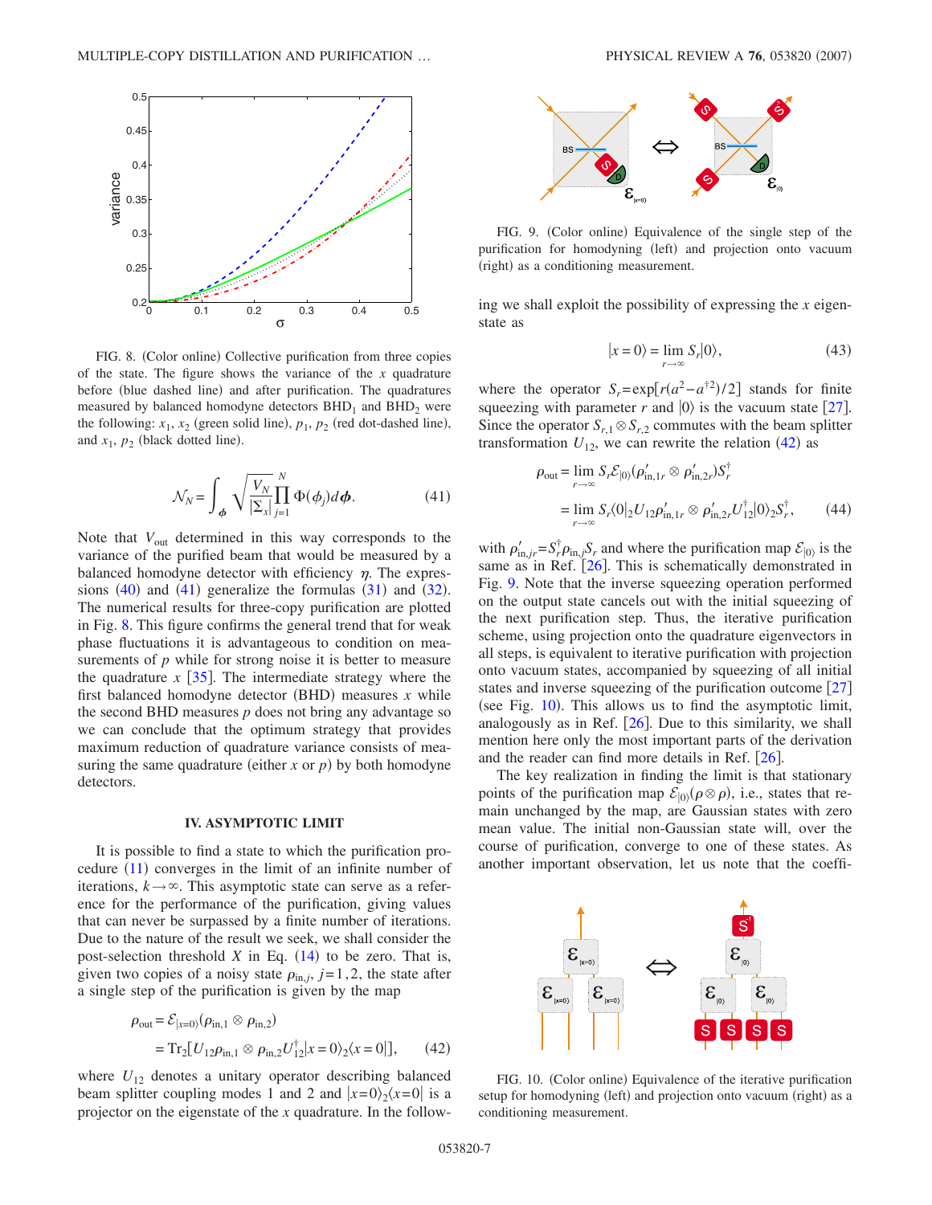FIG. 8. (Color online) Collective purification from three copies of the state. The figure shows the variance of the $x$ quadrature before (blue dashed line) and after purification. The quadratures measured by balanced homodyne detectors $\text{BHD}_1$ and $\text{BHD}_2$ were the following: $x_1$, $x_2$ (green solid line), $p_1$, $p_2$ (red dot-dashed line), and $x_1$, $p_2$ (black dotted line).

$$\mathcal{N}_N = \int_{\boldsymbol{\phi}} \sqrt{\frac{V_N}{|\Sigma_x|}} \prod_{j=1}^{N} \Phi(\phi_j) d\boldsymbol{\phi}. \tag{41}$$

Note that $V_{\text{out}}$ determined in this way corresponds to the variance of the purified beam that would be measured by a balanced homodyne detector with efficiency $\eta$. The expressions (40) and (41) generalize the formulas (31) and (32). The numerical results for three-copy purification are plotted in Fig. 8. This figure confirms the general trend that for weak phase fluctuations it is advantageous to condition on measurements of $p$ while for strong noise it is better to measure the quadrature $x$ [35]. The intermediate strategy where the first balanced homodyne detector (BHD) measures $x$ while the second BHD measures $p$ does not bring any advantage so we can conclude that the optimum strategy that provides maximum reduction of quadrature variance consists of measuring the same quadrature (either $x$ or $p$) by both homodyne detectors.

## IV. ASYMPTOTIC LIMIT

It is possible to find a state to which the purification procedure (11) converges in the limit of an infinite number of iterations, $k \to \infty$. This asymptotic state can serve as a reference for the performance of the purification, giving values that can never be surpassed by a finite number of iterations. Due to the nature of the result we seek, we shall consider the post-selection threshold $X$ in Eq. (14) to be zero. That is, given two copies of a noisy state $\rho_{\text{in},j}$, $j=1,2$, the state after a single step of the purification is given by the map

$$\begin{aligned}\rho_{\text{out}} &= \mathcal{E}_{|x=0\rangle}(\rho_{\text{in},1} \otimes \rho_{\text{in},2}) \\ &= \text{Tr}_2[U_{12}\rho_{\text{in},1} \otimes \rho_{\text{in},2} U_{12}^{\dagger} |x=0\rangle_2 \langle x=0|], \end{aligned} \tag{42}$$

where $U_{12}$ denotes a unitary operator describing balanced beam splitter coupling modes 1 and 2 and $|x=0\rangle_2\langle x=0|$ is a projector on the eigenstate of the $x$ quadrature. In the following we shall exploit the possibility of expressing the $x$ eigenstate as

FIG. 9. (Color online) Equivalence of the single step of the purification for homodyning (left) and projection onto vacuum (right) as a conditioning measurement.

$$|x=0\rangle = \lim_{r\to\infty} S_r|0\rangle, \tag{43}$$

where the operator $S_r = \exp[r(a^2 - a^{\dagger 2})/2]$ stands for finite squeezing with parameter $r$ and $|0\rangle$ is the vacuum state [27]. Since the operator $S_{r,1} \otimes S_{r,2}$ commutes with the beam splitter transformation $U_{12}$, we can rewrite the relation (42) as

$$\begin{aligned}\rho_{\text{out}} &= \lim_{r\to\infty} S_r \mathcal{E}_{|0\rangle}(\rho'_{\text{in},1r} \otimes \rho'_{\text{in},2r}) S_r^{\dagger} \\ &= \lim_{r\to\infty} S_r \langle 0|_2 U_{12} \rho'_{\text{in},1r} \otimes \rho'_{\text{in},2r} U_{12}^{\dagger} |0\rangle_2 S_r^{\dagger}, \end{aligned} \tag{44}$$

with $\rho'_{\text{in},jr} = S_r^{\dagger} \rho_{\text{in},j} S_r$ and where the purification map $\mathcal{E}_{|0\rangle}$ is the same as in Ref. [26]. This is schematically demonstrated in Fig. 9. Note that the inverse squeezing operation performed on the output state cancels out with the initial squeezing of the next purification step. Thus, the iterative purification scheme, using projection onto the quadrature eigenvectors in all steps, is equivalent to iterative purification with projection onto vacuum states, accompanied by squeezing of all initial states and inverse squeezing of the purification outcome [27] (see Fig. 10). This allows us to find the asymptotic limit, analogously as in Ref. [26]. Due to this similarity, we shall mention here only the most important parts of the derivation and the reader can find more details in Ref. [26].

The key realization in finding the limit is that stationary points of the purification map $\mathcal{E}_{|0\rangle}(\rho \otimes \rho)$, i.e., states that remain unchanged by the map, are Gaussian states with zero mean value. The initial non-Gaussian state will, over the course of purification, converge to one of these states. As another important observation, let us note that the coeffi-

FIG. 10. (Color online) Equivalence of the iterative purification setup for homodyning (left) and projection onto vacuum (right) as a conditioning measurement.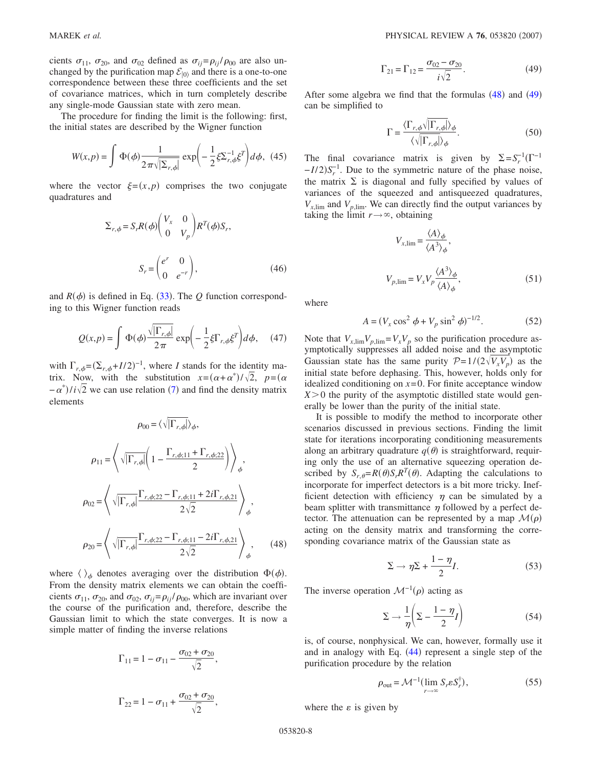cients $\sigma_{11}$, $\sigma_{20}$, and $\sigma_{02}$ defined as $\sigma_{ij}=\rho_{ij}/\rho_{00}$ are also unchanged by the purification map $\mathcal{E}_{|0\rangle}$ and there is a one-to-one correspondence between these three coefficients and the set of covariance matrices, which in turn completely describe any single-mode Gaussian state with zero mean.

The procedure for finding the limit is the following: first, the initial states are described by the Wigner function

$$W(x,p)=\int \Phi(\phi)\frac{1}{2\pi\sqrt{|\Sigma_{r,\phi}|}}\exp\left(-\frac{1}{2}\xi\Sigma_{r,\phi}^{-1}\xi^{T}\right)d\phi, \quad (45)$$

where the vector $\xi=(x,p)$ comprises the two conjugate quadratures and

$$\Sigma_{r,\phi}=S_r R(\phi)\begin{pmatrix} V_x & 0 \\ 0 & V_p \end{pmatrix} R^{T}(\phi) S_r,$$

$$S_r=\begin{pmatrix} e^{r} & 0 \\ 0 & e^{-r} \end{pmatrix}, \quad (46)$$

and $R(\phi)$ is defined in Eq. (33). The $Q$ function corresponding to this Wigner function reads

$$Q(x,p)=\int \Phi(\phi)\frac{\sqrt{|\Gamma_{r,\phi}|}}{2\pi}\exp\left(-\frac{1}{2}\xi\Gamma_{r,\phi}\xi^{T}\right)d\phi, \quad (47)$$

with $\Gamma_{r,\phi}=(\Sigma_{r,\phi}+I/2)^{-1}$, where $I$ stands for the identity matrix. Now, with the substitution $x=(\alpha+\alpha^{*})/\sqrt{2}$, $p=(\alpha-\alpha^{*})/i\sqrt{2}$ we can use relation (7) and find the density matrix elements

$$\rho_{00}=\langle\sqrt{|\Gamma_{r,\phi}|}\rangle_{\phi},$$

$$\rho_{11}=\left\langle \sqrt{|\Gamma_{r,\phi}|}\left(1-\frac{\Gamma_{r,\phi;11}+\Gamma_{r,\phi;22}}{2}\right)\right\rangle_{\phi},$$

$$\rho_{02}=\left\langle \sqrt{|\Gamma_{r,\phi}|}\frac{\Gamma_{r,\phi;22}-\Gamma_{r,\phi;11}+2i\Gamma_{r,\phi,21}}{2\sqrt{2}}\right\rangle_{\phi},$$

$$\rho_{20}=\left\langle \sqrt{|\Gamma_{r,\phi}|}\frac{\Gamma_{r,\phi;22}-\Gamma_{r,\phi;11}-2i\Gamma_{r,\phi,21}}{2\sqrt{2}}\right\rangle_{\phi}, \quad (48)$$

where $\langle\,\rangle_{\phi}$ denotes averaging over the distribution $\Phi(\phi)$. From the density matrix elements we can obtain the coefficients $\sigma_{11}$, $\sigma_{20}$, and $\sigma_{02}$, $\sigma_{ij}=\rho_{ij}/\rho_{00}$, which are invariant over the course of the purification and, therefore, describe the Gaussian limit to which the state converges. It is now a simple matter of finding the inverse relations

$$\Gamma_{11}=1-\sigma_{11}-\frac{\sigma_{02}+\sigma_{20}}{\sqrt{2}},$$

$$\Gamma_{22}=1-\sigma_{11}+\frac{\sigma_{02}+\sigma_{20}}{\sqrt{2}},$$

$$\Gamma_{21}=\Gamma_{12}=\frac{\sigma_{02}-\sigma_{20}}{i\sqrt{2}}. \quad (49)$$

After some algebra we find that the formulas (48) and (49) can be simplified to

$$\Gamma=\frac{\langle\Gamma_{r,\phi}\sqrt{|\Gamma_{r,\phi}|}\rangle_{\phi}}{\langle\sqrt{|\Gamma_{r,\phi}|}\rangle_{\phi}}. \quad (50)$$

The final covariance matrix is given by $\Sigma=S_r^{-1}(\Gamma^{-1}-I/2)S_r^{-1}$. Due to the symmetric nature of the phase noise, the matrix $\Sigma$ is diagonal and fully specified by values of variances of the squeezed and antisqueezed quadratures, $V_{x,\lim}$ and $V_{p,\lim}$. We can directly find the output variances by taking the limit $r\to\infty$, obtaining

$$V_{x,\lim}=\frac{\langle A\rangle_{\phi}}{\langle A^{3}\rangle_{\phi}},$$

$$V_{p,\lim}=V_x V_p\frac{\langle A^{3}\rangle_{\phi}}{\langle A\rangle_{\phi}}, \quad (51)$$

where

$$A=(V_x\cos^{2}\phi+V_p\sin^{2}\phi)^{-1/2}. \quad (52)$$

Note that $V_{x,\lim}V_{p,\lim}=V_xV_p$ so the purification procedure asymptotically suppresses all added noise and the asymptotic Gaussian state has the same purity $\mathcal{P}=1/(2\sqrt{V_xV_p})$ as the initial state before dephasing. This, however, holds only for idealized conditioning on $x=0$. For finite acceptance window $X>0$ the purity of the asymptotic distilled state would generally be lower than the purity of the initial state.

It is possible to modify the method to incorporate other scenarios discussed in previous sections. Finding the limit state for iterations incorporating conditioning measurements along an arbitrary quadrature $q(\theta)$ is straightforward, requiring only the use of an alternative squeezing operation described by $S_{r,\theta}=R(\theta)S_rR^{T}(\theta)$. Adapting the calculations to incorporate for imperfect detectors is a bit more tricky. Inefficient detection with efficiency $\eta$ can be simulated by a beam splitter with transmittance $\eta$ followed by a perfect detector. The attenuation can be represented by a map $\mathcal{M}(\rho)$ acting on the density matrix and transforming the corresponding covariance matrix of the Gaussian state as

$$\Sigma\to\eta\Sigma+\frac{1-\eta}{2}I. \quad (53)$$

The inverse operation $\mathcal{M}^{-1}(\rho)$ acting as

$$\Sigma\to\frac{1}{\eta}\left(\Sigma-\frac{1-\eta}{2}I\right) \quad (54)$$

is, of course, nonphysical. We can, however, formally use it and in analogy with Eq. (44) represent a single step of the purification procedure by the relation

$$\rho_{\text{out}}=\mathcal{M}^{-1}(\lim_{r\to\infty}S_r\varepsilon S_r^{\dagger}), \quad (55)$$

where the $\varepsilon$ is given by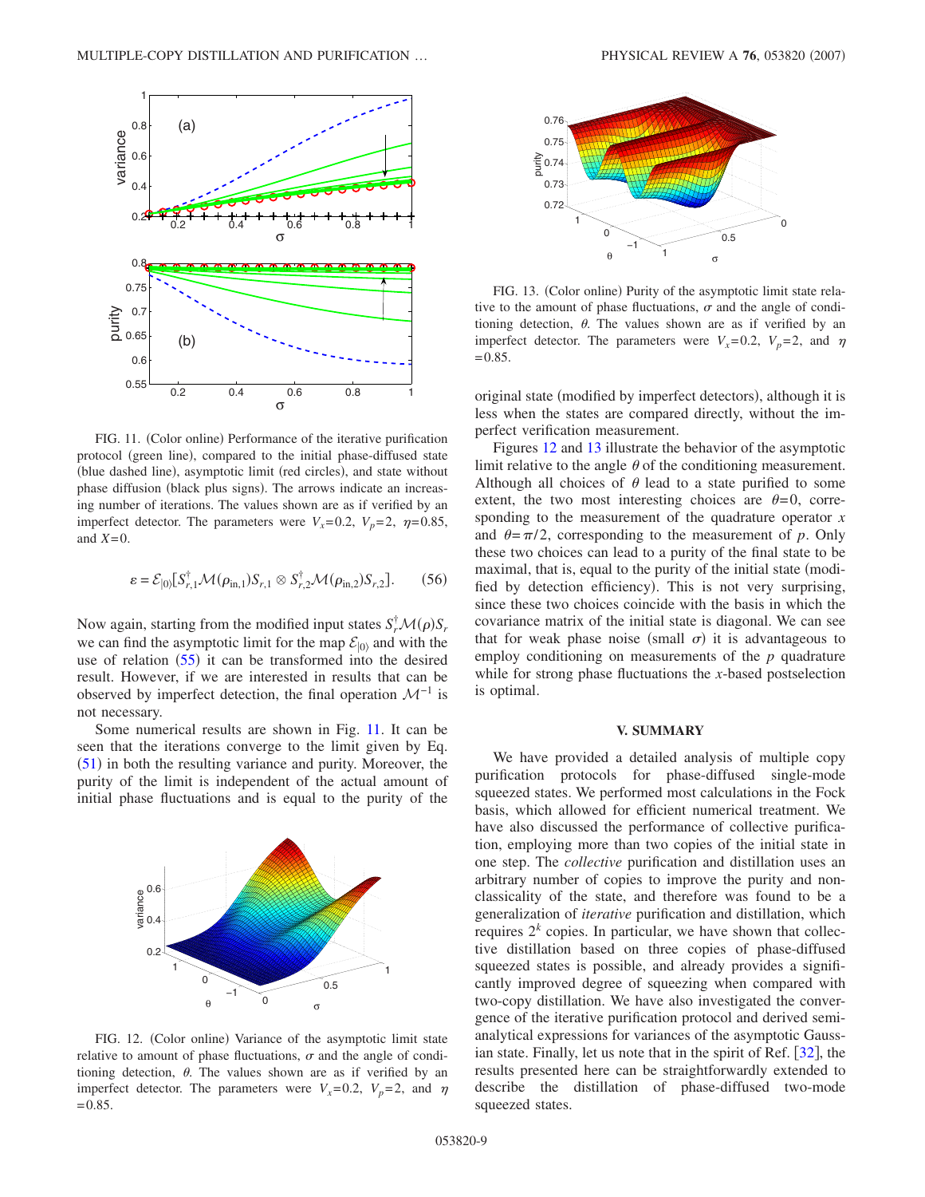FIG. 11. (Color online) Performance of the iterative purification protocol (green line), compared to the initial phase-diffused state (blue dashed line), asymptotic limit (red circles), and state without phase diffusion (black plus signs). The arrows indicate an increasing number of iterations. The values shown are as if verified by an imperfect detector. The parameters were $V_x=0.2$, $V_p=2$, $\eta=0.85$, and $X=0$.

$$\varepsilon = \mathcal{E}_{|0\rangle}[S_{r,1}^{\dagger}\mathcal{M}(\rho_{\text{in},1})S_{r,1} \otimes S_{r,2}^{\dagger}\mathcal{M}(\rho_{\text{in},2})S_{r,2}]. \tag{56}$$

Now again, starting from the modified input states $S_r^{\dagger}\mathcal{M}(\rho)S_r$ we can find the asymptotic limit for the map $\mathcal{E}_{|0\rangle}$ and with the use of relation (55) it can be transformed into the desired result. However, if we are interested in results that can be observed by imperfect detection, the final operation $\mathcal{M}^{-1}$ is not necessary.

Some numerical results are shown in Fig. 11. It can be seen that the iterations converge to the limit given by Eq. (51) in both the resulting variance and purity. Moreover, the purity of the limit is independent of the actual amount of initial phase fluctuations and is equal to the purity of the original state (modified by imperfect detectors), although it is less when the states are compared directly, without the imperfect verification measurement.

FIG. 12. (Color online) Variance of the asymptotic limit state relative to amount of phase fluctuations, $\sigma$ and the angle of conditioning detection, $\theta$. The values shown are as if verified by an imperfect detector. The parameters were $V_x=0.2$, $V_p=2$, and $\eta=0.85$.

FIG. 13. (Color online) Purity of the asymptotic limit state relative to the amount of phase fluctuations, $\sigma$ and the angle of conditioning detection, $\theta$. The values shown are as if verified by an imperfect detector. The parameters were $V_x=0.2$, $V_p=2$, and $\eta=0.85$.

Figures 12 and 13 illustrate the behavior of the asymptotic limit relative to the angle $\theta$ of the conditioning measurement. Although all choices of $\theta$ lead to a state purified to some extent, the two most interesting choices are $\theta=0$, corresponding to the measurement of the quadrature operator $x$ and $\theta=\pi/2$, corresponding to the measurement of $p$. Only these two choices can lead to a purity of the final state to be maximal, that is, equal to the purity of the initial state (modified by detection efficiency). This is not very surprising, since these two choices coincide with the basis in which the covariance matrix of the initial state is diagonal. We can see that for weak phase noise (small $\sigma$) it is advantageous to employ conditioning on measurements of the $p$ quadrature while for strong phase fluctuations the $x$-based postselection is optimal.

## V. SUMMARY

We have provided a detailed analysis of multiple copy purification protocols for phase-diffused single-mode squeezed states. We performed most calculations in the Fock basis, which allowed for efficient numerical treatment. We have also discussed the performance of collective purification, employing more than two copies of the initial state in one step. The *collective* purification and distillation uses an arbitrary number of copies to improve the purity and nonclassicality of the state, and therefore was found to be a generalization of *iterative* purification and distillation, which requires $2^k$ copies. In particular, we have shown that collective distillation based on three copies of phase-diffused squeezed states is possible, and already provides a significantly improved degree of squeezing when compared with two-copy distillation. We have also investigated the convergence of the iterative purification protocol and derived semi-analytical expressions for variances of the asymptotic Gaussian state. Finally, let us note that in the spirit of Ref. [32], the results presented here can be straightforwardly extended to describe the distillation of phase-diffused two-mode squeezed states.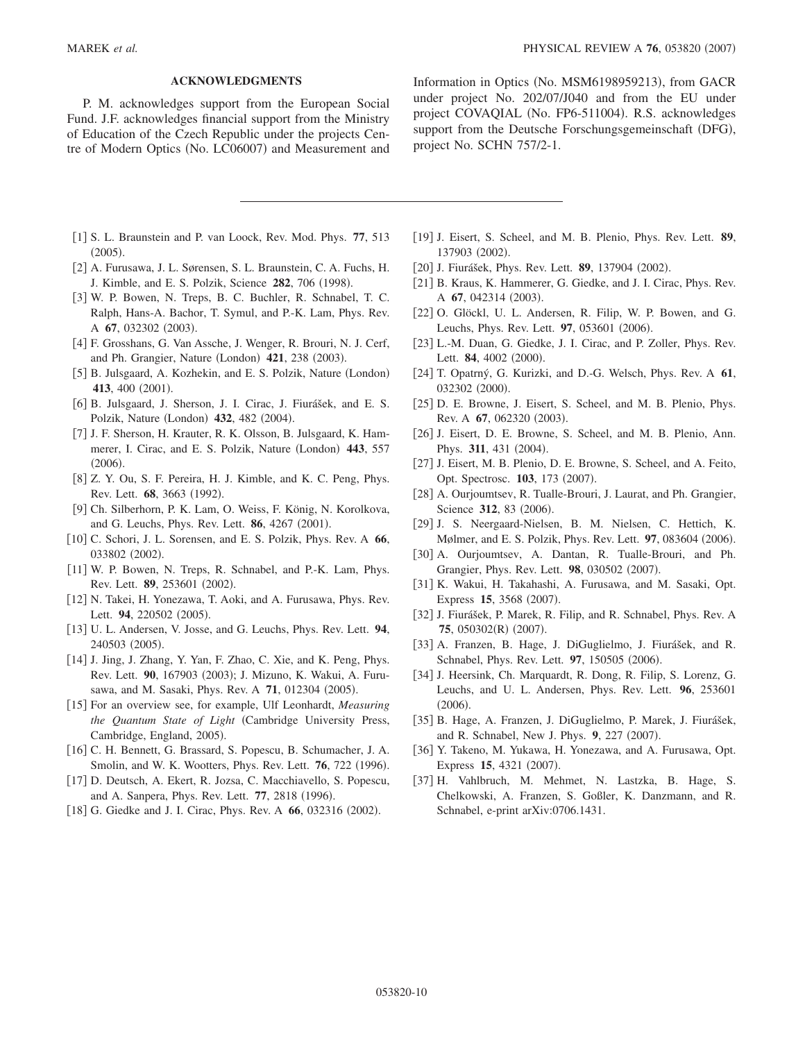## ACKNOWLEDGMENTS

P. M. acknowledges support from the European Social Fund. J.F. acknowledges financial support from the Ministry of Education of the Czech Republic under the projects Centre of Modern Optics (No. LC06007) and Measurement and Information in Optics (No. MSM6198959213), from GACR under project No. 202/07/J040 and from the EU under project COVAQIAL (No. FP6-511004). R.S. acknowledges support from the Deutsche Forschungsgemeinschaft (DFG), project No. SCHN 757/2-1.

---

[1] S. L. Braunstein and P. van Loock, Rev. Mod. Phys. **77**, 513 (2005).

[2] A. Furusawa, J. L. Sørensen, S. L. Braunstein, C. A. Fuchs, H. J. Kimble, and E. S. Polzik, Science **282**, 706 (1998).

[3] W. P. Bowen, N. Treps, B. C. Buchler, R. Schnabel, T. C. Ralph, Hans-A. Bachor, T. Symul, and P.-K. Lam, Phys. Rev. A **67**, 032302 (2003).

[4] F. Grosshans, G. Van Assche, J. Wenger, R. Brouri, N. J. Cerf, and Ph. Grangier, Nature (London) **421**, 238 (2003).

[5] B. Julsgaard, A. Kozhekin, and E. S. Polzik, Nature (London) **413**, 400 (2001).

[6] B. Julsgaard, J. Sherson, J. I. Cirac, J. Fiurášek, and E. S. Polzik, Nature (London) **432**, 482 (2004).

[7] J. F. Sherson, H. Krauter, R. K. Olsson, B. Julsgaard, K. Hammerer, I. Cirac, and E. S. Polzik, Nature (London) **443**, 557 (2006).

[8] Z. Y. Ou, S. F. Pereira, H. J. Kimble, and K. C. Peng, Phys. Rev. Lett. **68**, 3663 (1992).

[9] Ch. Silberhorn, P. K. Lam, O. Weiss, F. König, N. Korolkova, and G. Leuchs, Phys. Rev. Lett. **86**, 4267 (2001).

[10] C. Schori, J. L. Sorensen, and E. S. Polzik, Phys. Rev. A **66**, 033802 (2002).

[11] W. P. Bowen, N. Treps, R. Schnabel, and P.-K. Lam, Phys. Rev. Lett. **89**, 253601 (2002).

[12] N. Takei, H. Yonezawa, T. Aoki, and A. Furusawa, Phys. Rev. Lett. **94**, 220502 (2005).

[13] U. L. Andersen, V. Josse, and G. Leuchs, Phys. Rev. Lett. **94**, 240503 (2005).

[14] J. Jing, J. Zhang, Y. Yan, F. Zhao, C. Xie, and K. Peng, Phys. Rev. Lett. **90**, 167903 (2003); J. Mizuno, K. Wakui, A. Furusawa, and M. Sasaki, Phys. Rev. A **71**, 012304 (2005).

[15] For an overview see, for example, Ulf Leonhardt, *Measuring the Quantum State of Light* (Cambridge University Press, Cambridge, England, 2005).

[16] C. H. Bennett, G. Brassard, S. Popescu, B. Schumacher, J. A. Smolin, and W. K. Wootters, Phys. Rev. Lett. **76**, 722 (1996).

[17] D. Deutsch, A. Ekert, R. Jozsa, C. Macchiavello, S. Popescu, and A. Sanpera, Phys. Rev. Lett. **77**, 2818 (1996).

[18] G. Giedke and J. I. Cirac, Phys. Rev. A **66**, 032316 (2002).

[19] J. Eisert, S. Scheel, and M. B. Plenio, Phys. Rev. Lett. **89**, 137903 (2002).

[20] J. Fiurášek, Phys. Rev. Lett. **89**, 137904 (2002).

[21] B. Kraus, K. Hammerer, G. Giedke, and J. I. Cirac, Phys. Rev. A **67**, 042314 (2003).

[22] O. Glöckl, U. L. Andersen, R. Filip, W. P. Bowen, and G. Leuchs, Phys. Rev. Lett. **97**, 053601 (2006).

[23] L.-M. Duan, G. Giedke, J. I. Cirac, and P. Zoller, Phys. Rev. Lett. **84**, 4002 (2000).

[24] T. Opatrný, G. Kurizki, and D.-G. Welsch, Phys. Rev. A **61**, 032302 (2000).

[25] D. E. Browne, J. Eisert, S. Scheel, and M. B. Plenio, Phys. Rev. A **67**, 062320 (2003).

[26] J. Eisert, D. E. Browne, S. Scheel, and M. B. Plenio, Ann. Phys. **311**, 431 (2004).

[27] J. Eisert, M. B. Plenio, D. E. Browne, S. Scheel, and A. Feito, Opt. Spectrosc. **103**, 173 (2007).

[28] A. Ourjoumtsev, R. Tualle-Brouri, J. Laurat, and Ph. Grangier, Science **312**, 83 (2006).

[29] J. S. Neergaard-Nielsen, B. M. Nielsen, C. Hettich, K. Mølmer, and E. S. Polzik, Phys. Rev. Lett. **97**, 083604 (2006).

[30] A. Ourjoumtsev, A. Dantan, R. Tualle-Brouri, and Ph. Grangier, Phys. Rev. Lett. **98**, 030502 (2007).

[31] K. Wakui, H. Takahashi, A. Furusawa, and M. Sasaki, Opt. Express **15**, 3568 (2007).

[32] J. Fiurášek, P. Marek, R. Filip, and R. Schnabel, Phys. Rev. A **75**, 050302(R) (2007).

[33] A. Franzen, B. Hage, J. DiGuglielmo, J. Fiurášek, and R. Schnabel, Phys. Rev. Lett. **97**, 150505 (2006).

[34] J. Heersink, Ch. Marquardt, R. Dong, R. Filip, S. Lorenz, G. Leuchs, and U. L. Andersen, Phys. Rev. Lett. **96**, 253601 (2006).

[35] B. Hage, A. Franzen, J. DiGuglielmo, P. Marek, J. Fiurášek, and R. Schnabel, New J. Phys. **9**, 227 (2007).

[36] Y. Takeno, M. Yukawa, H. Yonezawa, and A. Furusawa, Opt. Express **15**, 4321 (2007).

[37] H. Vahlbruch, M. Mehmet, N. Lastzka, B. Hage, S. Chelkowski, A. Franzen, S. Goßler, K. Danzmann, and R. Schnabel, e-print arXiv:0706.1431.